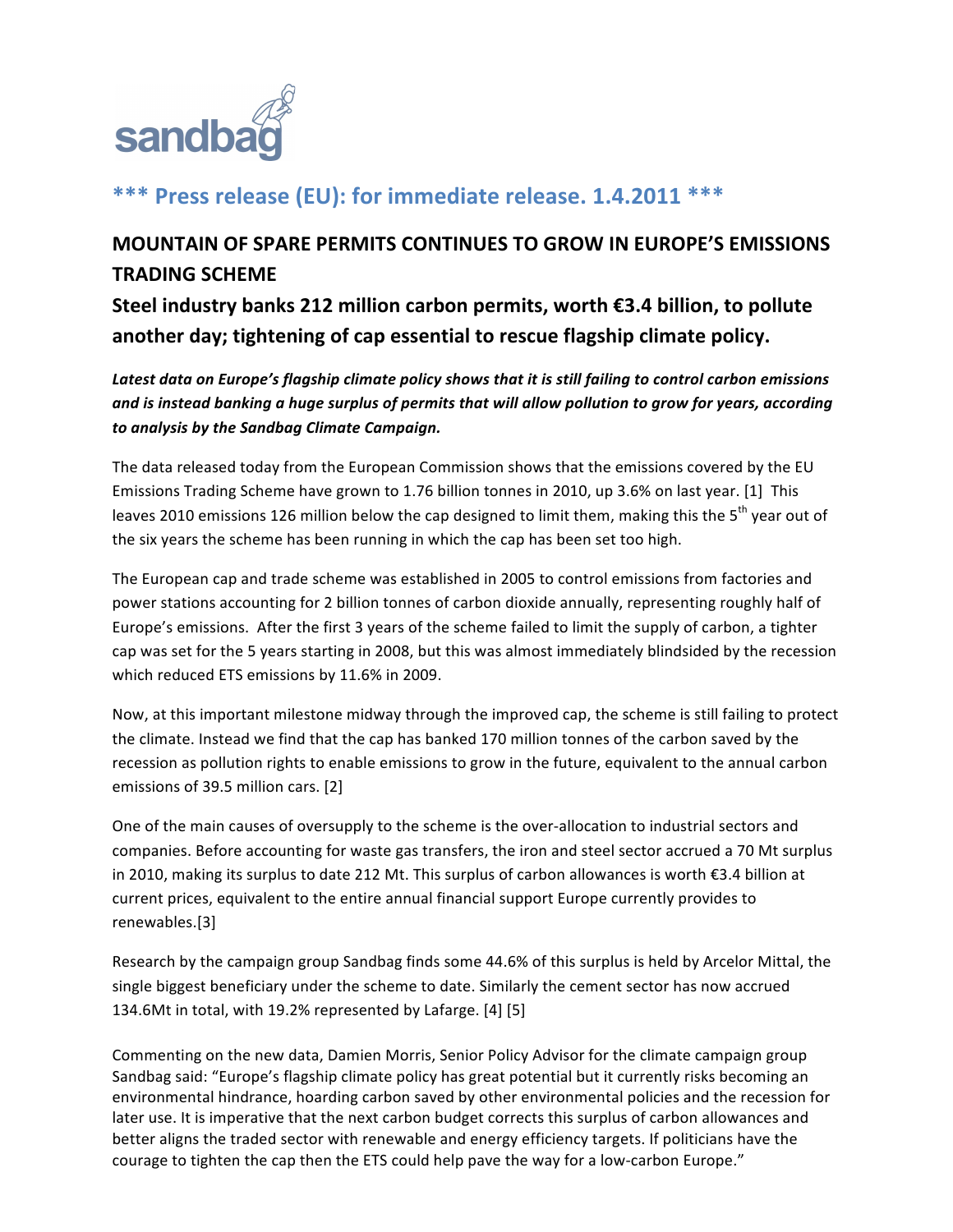sandbag

## *** Press release (EU): for immediate release. 1.4.2011 ***

# MOUNTAIN OF SPARE PERMITS CONTINUES TO GROW IN EUROPE'S EMISSIONS TRADING SCHEME

## Steel industry banks 212 million carbon permits, worth €3.4 billion, to pollute another day; tightening of cap essential to rescue flagship climate policy.

***Latest data on Europe's flagship climate policy shows that it is still failing to control carbon emissions and is instead banking a huge surplus of permits that will allow pollution to grow for years, according to analysis by the Sandbag Climate Campaign.***

The data released today from the European Commission shows that the emissions covered by the EU Emissions Trading Scheme have grown to 1.76 billion tonnes in 2010, up 3.6% on last year. [1] This leaves 2010 emissions 126 million below the cap designed to limit them, making this the 5th year out of the six years the scheme has been running in which the cap has been set too high.

The European cap and trade scheme was established in 2005 to control emissions from factories and power stations accounting for 2 billion tonnes of carbon dioxide annually, representing roughly half of Europe's emissions. After the first 3 years of the scheme failed to limit the supply of carbon, a tighter cap was set for the 5 years starting in 2008, but this was almost immediately blindsided by the recession which reduced ETS emissions by 11.6% in 2009.

Now, at this important milestone midway through the improved cap, the scheme is still failing to protect the climate. Instead we find that the cap has banked 170 million tonnes of the carbon saved by the recession as pollution rights to enable emissions to grow in the future, equivalent to the annual carbon emissions of 39.5 million cars. [2]

One of the main causes of oversupply to the scheme is the over-allocation to industrial sectors and companies. Before accounting for waste gas transfers, the iron and steel sector accrued a 70 Mt surplus in 2010, making its surplus to date 212 Mt. This surplus of carbon allowances is worth €3.4 billion at current prices, equivalent to the entire annual financial support Europe currently provides to renewables.[3]

Research by the campaign group Sandbag finds some 44.6% of this surplus is held by Arcelor Mittal, the single biggest beneficiary under the scheme to date. Similarly the cement sector has now accrued 134.6Mt in total, with 19.2% represented by Lafarge. [4] [5]

Commenting on the new data, Damien Morris, Senior Policy Advisor for the climate campaign group Sandbag said: "Europe's flagship climate policy has great potential but it currently risks becoming an environmental hindrance, hoarding carbon saved by other environmental policies and the recession for later use. It is imperative that the next carbon budget corrects this surplus of carbon allowances and better aligns the traded sector with renewable and energy efficiency targets. If politicians have the courage to tighten the cap then the ETS could help pave the way for a low-carbon Europe."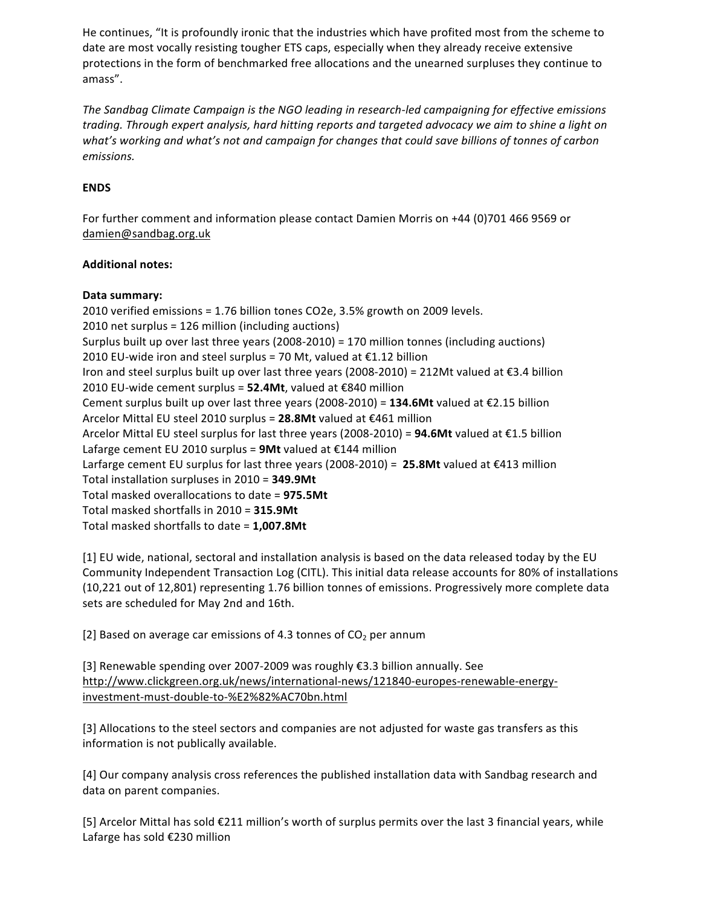He continues, "It is profoundly ironic that the industries which have profited most from the scheme to date are most vocally resisting tougher ETS caps, especially when they already receive extensive protections in the form of benchmarked free allocations and the unearned surpluses they continue to amass".

*The Sandbag Climate Campaign is the NGO leading in research-led campaigning for effective emissions trading. Through expert analysis, hard hitting reports and targeted advocacy we aim to shine a light on what's working and what's not and campaign for changes that could save billions of tonnes of carbon emissions.*

**ENDS**

For further comment and information please contact Damien Morris on +44 (0)701 466 9569 or damien@sandbag.org.uk

**Additional notes:**

**Data summary:**

2010 verified emissions = 1.76 billion tones CO2e, 3.5% growth on 2009 levels.
2010 net surplus = 126 million (including auctions)
Surplus built up over last three years (2008-2010) = 170 million tonnes (including auctions)
2010 EU-wide iron and steel surplus = 70 Mt, valued at €1.12 billion
Iron and steel surplus built up over last three years (2008-2010) = 212Mt valued at €3.4 billion
2010 EU-wide cement surplus = **52.4Mt**, valued at €840 million
Cement surplus built up over last three years (2008-2010) = **134.6Mt** valued at €2.15 billion
Arcelor Mittal EU steel 2010 surplus = **28.8Mt** valued at €461 million
Arcelor Mittal EU steel surplus for last three years (2008-2010) = **94.6Mt** valued at €1.5 billion
Lafarge cement EU 2010 surplus = **9Mt** valued at €144 million
Larfarge cement EU surplus for last three years (2008-2010) = **25.8Mt** valued at €413 million
Total installation surpluses in 2010 = **349.9Mt**
Total masked overallocations to date = **975.5Mt**
Total masked shortfalls in 2010 = **315.9Mt**
Total masked shortfalls to date = **1,007.8Mt**

[1] EU wide, national, sectoral and installation analysis is based on the data released today by the EU Community Independent Transaction Log (CITL). This initial data release accounts for 80% of installations (10,221 out of 12,801) representing 1.76 billion tonnes of emissions. Progressively more complete data sets are scheduled for May 2nd and 16th.

[2] Based on average car emissions of 4.3 tonnes of $CO_2$ per annum

[3] Renewable spending over 2007-2009 was roughly €3.3 billion annually. See http://www.clickgreen.org.uk/news/international-news/121840-europes-renewable-energy-investment-must-double-to-%E2%82%AC70bn.html

[3] Allocations to the steel sectors and companies are not adjusted for waste gas transfers as this information is not publically available.

[4] Our company analysis cross references the published installation data with Sandbag research and data on parent companies.

[5] Arcelor Mittal has sold €211 million's worth of surplus permits over the last 3 financial years, while Lafarge has sold €230 million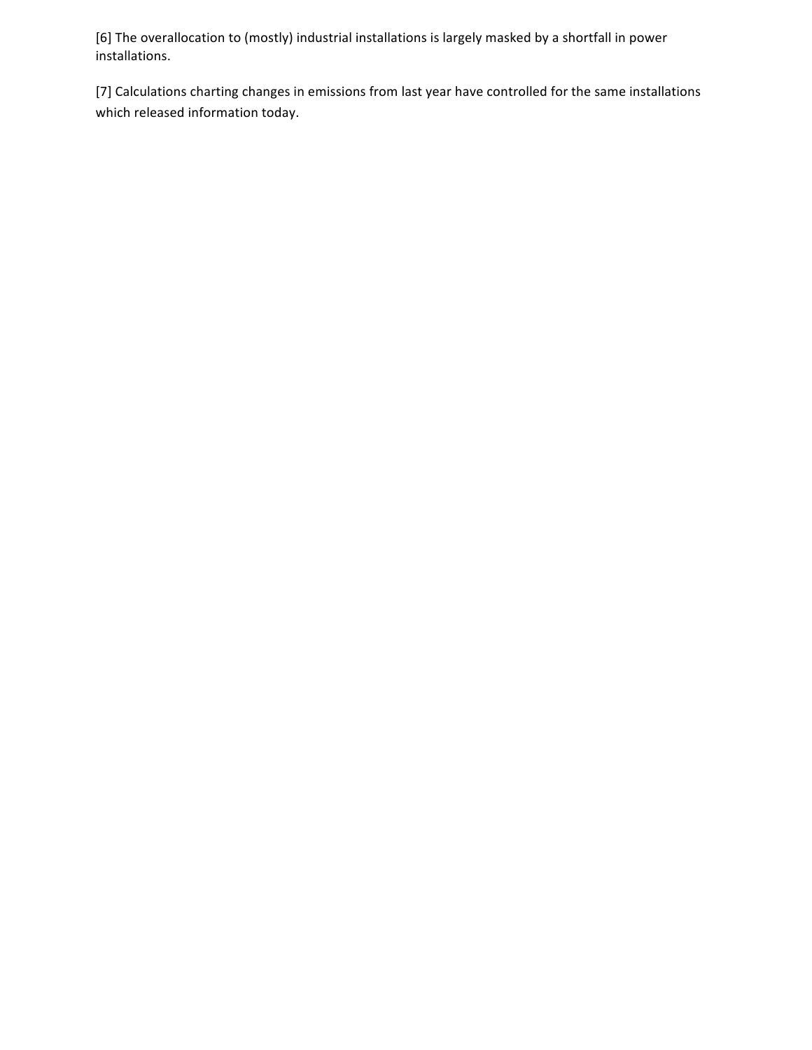[6] The overallocation to (mostly) industrial installations is largely masked by a shortfall in power installations.

[7] Calculations charting changes in emissions from last year have controlled for the same installations which released information today.